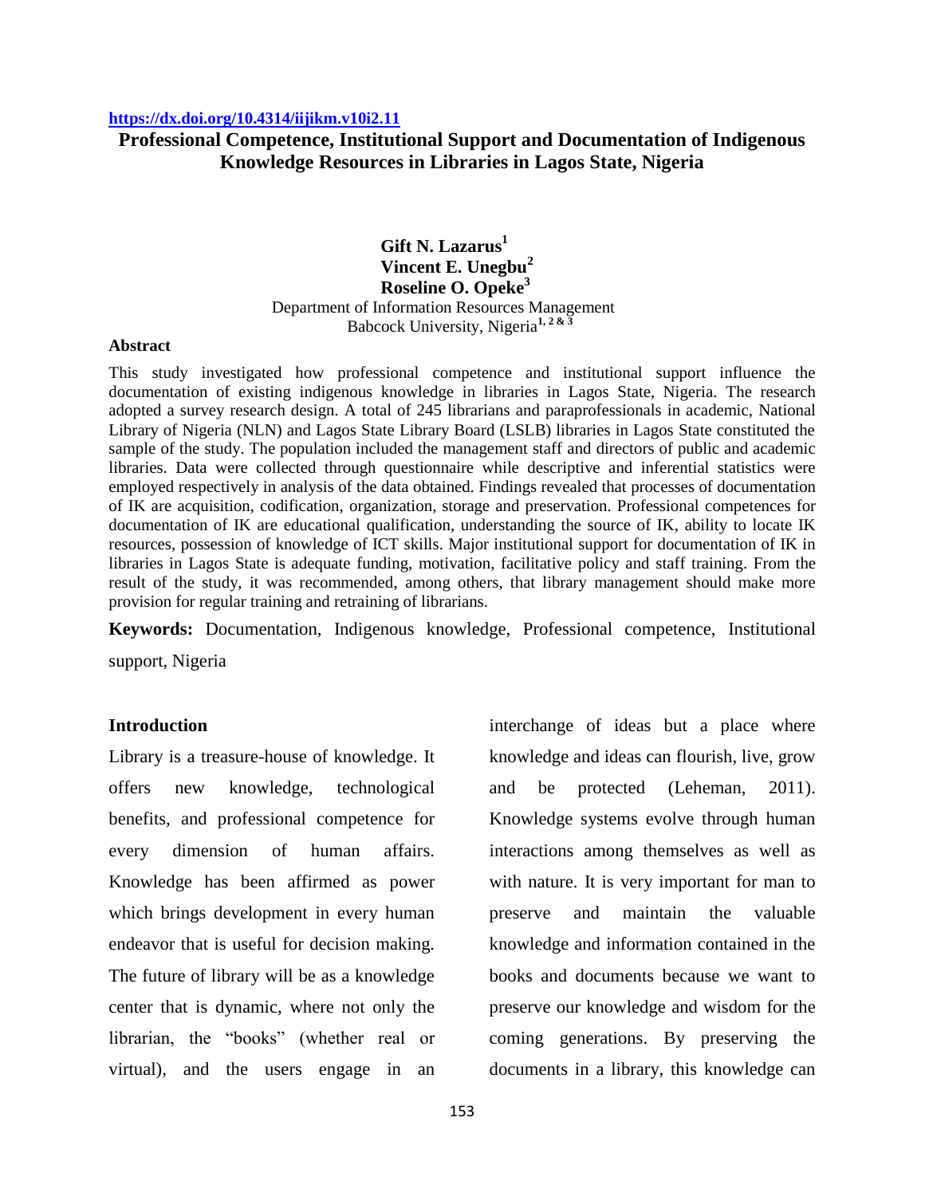https://dx.doi.org/10.4314/iijikm.v10i2.11

# Professional Competence, Institutional Support and Documentation of Indigenous Knowledge Resources in Libraries in Lagos State, Nigeria

**Gift N. Lazarus[1]**
**Vincent E. Unegbu[2]**
**Roseline O. Opeke[3]**

Department of Information Resources Management
Babcock University, Nigeria[1, 2 & 3]

## Abstract

This study investigated how professional competence and institutional support influence the documentation of existing indigenous knowledge in libraries in Lagos State, Nigeria. The research adopted a survey research design. A total of 245 librarians and paraprofessionals in academic, National Library of Nigeria (NLN) and Lagos State Library Board (LSLB) libraries in Lagos State constituted the sample of the study. The population included the management staff and directors of public and academic libraries. Data were collected through questionnaire while descriptive and inferential statistics were employed respectively in analysis of the data obtained. Findings revealed that processes of documentation of IK are acquisition, codification, organization, storage and preservation. Professional competences for documentation of IK are educational qualification, understanding the source of IK, ability to locate IK resources, possession of knowledge of ICT skills. Major institutional support for documentation of IK in libraries in Lagos State is adequate funding, motivation, facilitative policy and staff training. From the result of the study, it was recommended, among others, that library management should make more provision for regular training and retraining of librarians.

**Keywords:** Documentation, Indigenous knowledge, Professional competence, Institutional support, Nigeria

## Introduction

Library is a treasure-house of knowledge. It offers new knowledge, technological benefits, and professional competence for every dimension of human affairs. Knowledge has been affirmed as power which brings development in every human endeavor that is useful for decision making. The future of library will be as a knowledge center that is dynamic, where not only the librarian, the "books" (whether real or virtual), and the users engage in an interchange of ideas but a place where knowledge and ideas can flourish, live, grow and be protected (Leheman, 2011). Knowledge systems evolve through human interactions among themselves as well as with nature. It is very important for man to preserve and maintain the valuable knowledge and information contained in the books and documents because we want to preserve our knowledge and wisdom for the coming generations. By preserving the documents in a library, this knowledge can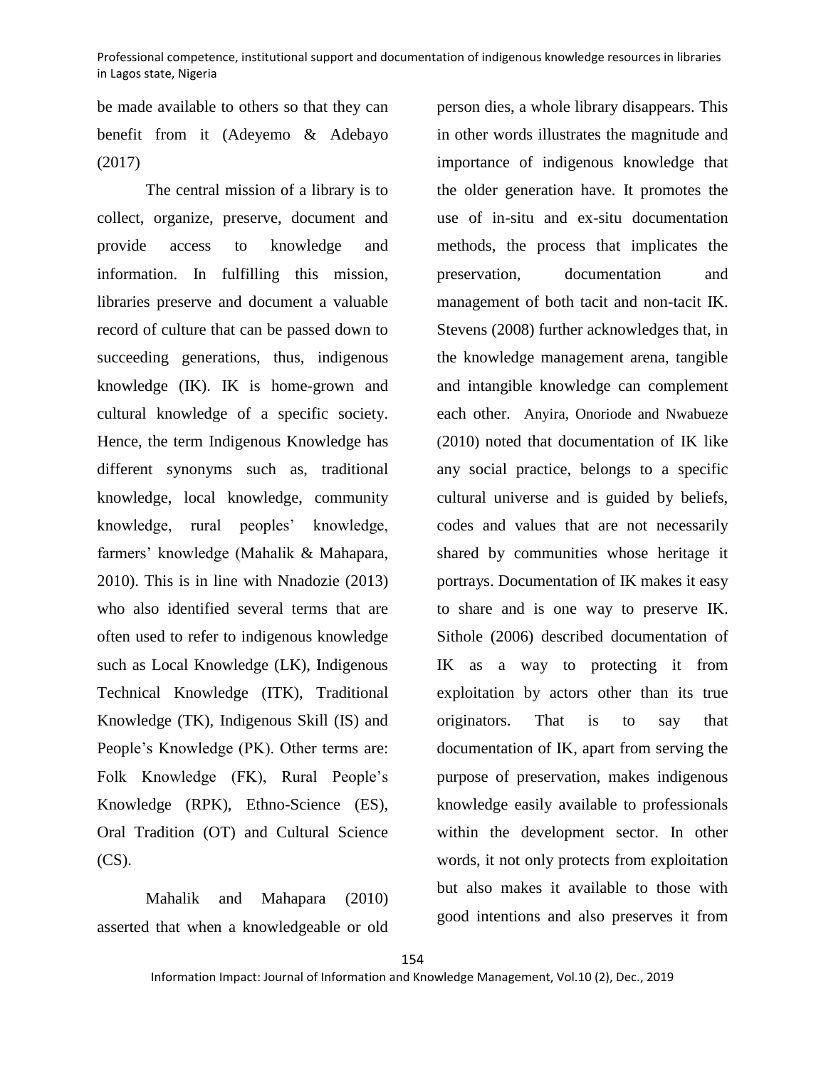be made available to others so that they can benefit from it (Adeyemo & Adebayo (2017)

The central mission of a library is to collect, organize, preserve, document and provide access to knowledge and information. In fulfilling this mission, libraries preserve and document a valuable record of culture that can be passed down to succeeding generations, thus, indigenous knowledge (IK). IK is home-grown and cultural knowledge of a specific society. Hence, the term Indigenous Knowledge has different synonyms such as, traditional knowledge, local knowledge, community knowledge, rural peoples' knowledge, farmers' knowledge (Mahalik & Mahapara, 2010). This is in line with Nnadozie (2013) who also identified several terms that are often used to refer to indigenous knowledge such as Local Knowledge (LK), Indigenous Technical Knowledge (ITK), Traditional Knowledge (TK), Indigenous Skill (IS) and People's Knowledge (PK). Other terms are: Folk Knowledge (FK), Rural People's Knowledge (RPK), Ethno-Science (ES), Oral Tradition (OT) and Cultural Science (CS).

Mahalik and Mahapara (2010) asserted that when a knowledgeable or old person dies, a whole library disappears. This in other words illustrates the magnitude and importance of indigenous knowledge that the older generation have. It promotes the use of in-situ and ex-situ documentation methods, the process that implicates the preservation, documentation and management of both tacit and non-tacit IK. Stevens (2008) further acknowledges that, in the knowledge management arena, tangible and intangible knowledge can complement each other. Anyira, Onoriode and Nwabueze (2010) noted that documentation of IK like any social practice, belongs to a specific cultural universe and is guided by beliefs, codes and values that are not necessarily shared by communities whose heritage it portrays. Documentation of IK makes it easy to share and is one way to preserve IK. Sithole (2006) described documentation of IK as a way to protecting it from exploitation by actors other than its true originators. That is to say that documentation of IK, apart from serving the purpose of preservation, makes indigenous knowledge easily available to professionals within the development sector. In other words, it not only protects from exploitation but also makes it available to those with good intentions and also preserves it from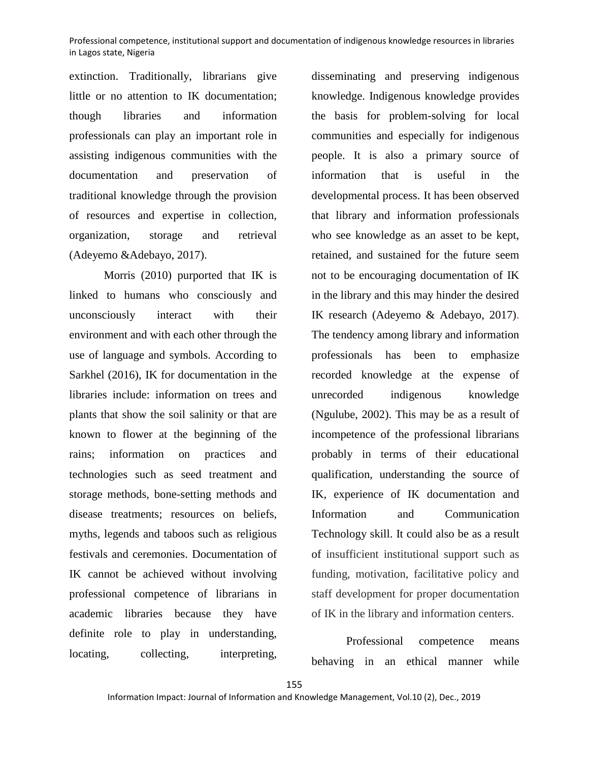extinction. Traditionally, librarians give little or no attention to IK documentation; though libraries and information professionals can play an important role in assisting indigenous communities with the documentation and preservation of traditional knowledge through the provision of resources and expertise in collection, organization, storage and retrieval (Adeyemo &Adebayo, 2017).

Morris (2010) purported that IK is linked to humans who consciously and unconsciously interact with their environment and with each other through the use of language and symbols. According to Sarkhel (2016), IK for documentation in the libraries include: information on trees and plants that show the soil salinity or that are known to flower at the beginning of the rains; information on practices and technologies such as seed treatment and storage methods, bone-setting methods and disease treatments; resources on beliefs, myths, legends and taboos such as religious festivals and ceremonies. Documentation of IK cannot be achieved without involving professional competence of librarians in academic libraries because they have definite role to play in understanding, locating, collecting, interpreting, disseminating and preserving indigenous knowledge. Indigenous knowledge provides the basis for problem-solving for local communities and especially for indigenous people. It is also a primary source of information that is useful in the developmental process. It has been observed that library and information professionals who see knowledge as an asset to be kept, retained, and sustained for the future seem not to be encouraging documentation of IK in the library and this may hinder the desired IK research (Adeyemo & Adebayo, 2017). The tendency among library and information professionals has been to emphasize recorded knowledge at the expense of unrecorded indigenous knowledge (Ngulube, 2002). This may be as a result of incompetence of the professional librarians probably in terms of their educational qualification, understanding the source of IK, experience of IK documentation and Information and Communication Technology skill. It could also be as a result of insufficient institutional support such as funding, motivation, facilitative policy and staff development for proper documentation of IK in the library and information centers.

Professional competence means behaving in an ethical manner while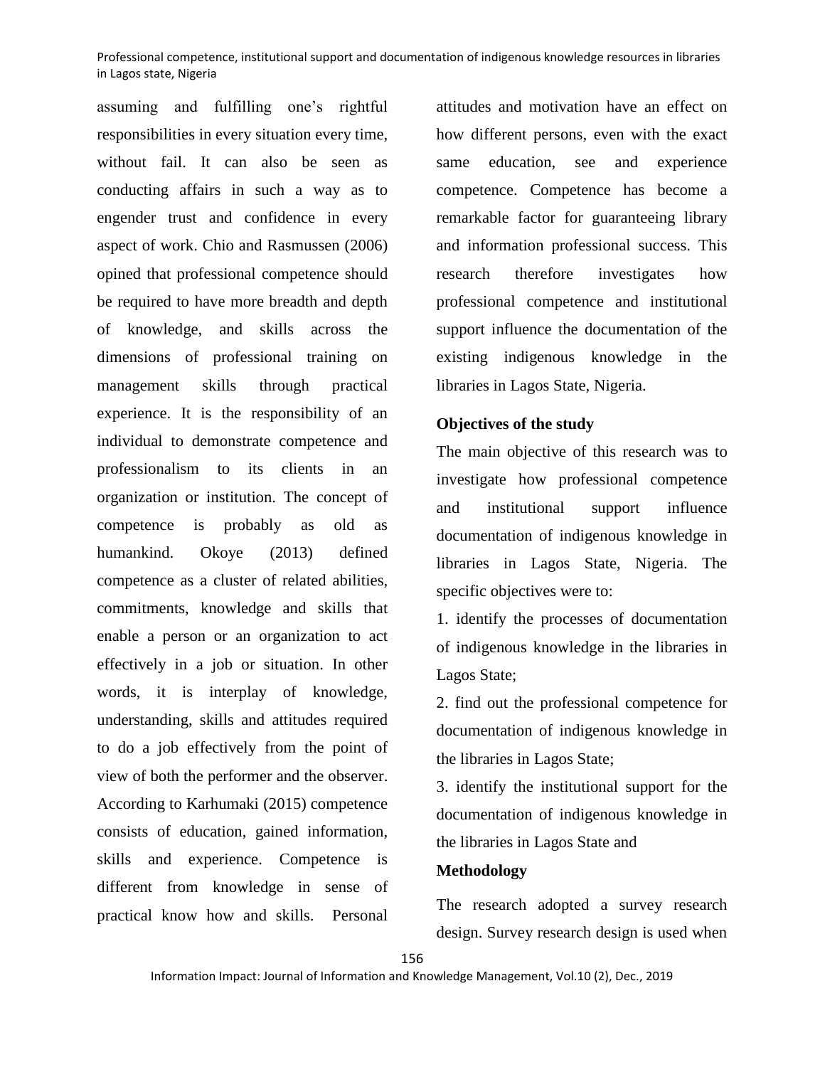assuming and fulfilling one's rightful responsibilities in every situation every time, without fail. It can also be seen as conducting affairs in such a way as to engender trust and confidence in every aspect of work. Chio and Rasmussen (2006) opined that professional competence should be required to have more breadth and depth of knowledge, and skills across the dimensions of professional training on management skills through practical experience. It is the responsibility of an individual to demonstrate competence and professionalism to its clients in an organization or institution. The concept of competence is probably as old as humankind. Okoye (2013) defined competence as a cluster of related abilities, commitments, knowledge and skills that enable a person or an organization to act effectively in a job or situation. In other words, it is interplay of knowledge, understanding, skills and attitudes required to do a job effectively from the point of view of both the performer and the observer. According to Karhumaki (2015) competence consists of education, gained information, skills and experience. Competence is different from knowledge in sense of practical know how and skills. Personal attitudes and motivation have an effect on how different persons, even with the exact same education, see and experience competence. Competence has become a remarkable factor for guaranteeing library and information professional success. This research therefore investigates how professional competence and institutional support influence the documentation of the existing indigenous knowledge in the libraries in Lagos State, Nigeria.

**Objectives of the study**

The main objective of this research was to investigate how professional competence and institutional support influence documentation of indigenous knowledge in libraries in Lagos State, Nigeria. The specific objectives were to:

1. identify the processes of documentation of indigenous knowledge in the libraries in Lagos State;
2. find out the professional competence for documentation of indigenous knowledge in the libraries in Lagos State;
3. identify the institutional support for the documentation of indigenous knowledge in the libraries in Lagos State and

**Methodology**

The research adopted a survey research design. Survey research design is used when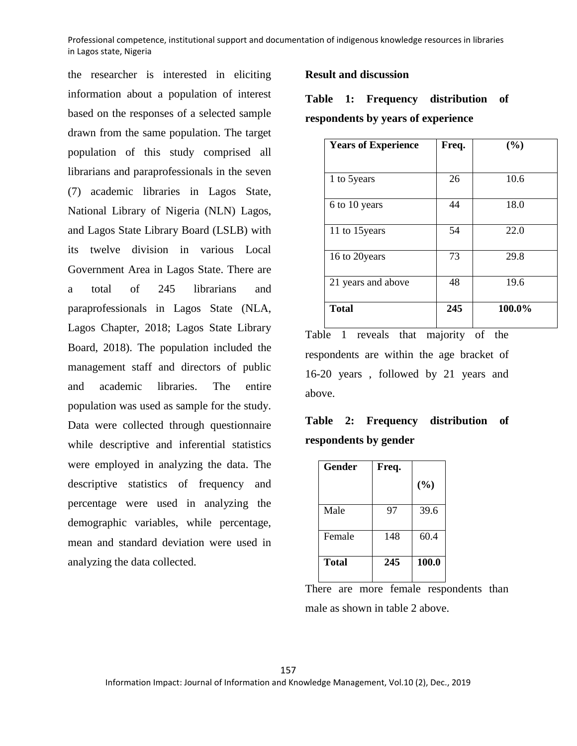the researcher is interested in eliciting information about a population of interest based on the responses of a selected sample drawn from the same population. The target population of this study comprised all librarians and paraprofessionals in the seven (7) academic libraries in Lagos State, National Library of Nigeria (NLN) Lagos, and Lagos State Library Board (LSLB) with its twelve division in various Local Government Area in Lagos State. There are a total of 245 librarians and paraprofessionals in Lagos State (NLA, Lagos Chapter, 2018; Lagos State Library Board, 2018). The population included the management staff and directors of public and academic libraries. The entire population was used as sample for the study. Data were collected through questionnaire while descriptive and inferential statistics were employed in analyzing the data. The descriptive statistics of frequency and percentage were used in analyzing the demographic variables, while percentage, mean and standard deviation were used in analyzing the data collected.

**Result and discussion**

**Table 1: Frequency distribution of respondents by years of experience**

| Years of Experience | Freq. | (%) |
|---|---|---|
| 1 to 5years | 26 | 10.6 |
| 6 to 10 years | 44 | 18.0 |
| 11 to 15years | 54 | 22.0 |
| 16 to 20years | 73 | 29.8 |
| 21 years and above | 48 | 19.6 |
| **Total** | **245** | **100.0%** |

Table 1 reveals that majority of the respondents are within the age bracket of 16-20 years , followed by 21 years and above.

**Table 2: Frequency distribution of respondents by gender**

| Gender | Freq. | (%) |
|---|---|---|
| Male | 97 | 39.6 |
| Female | 148 | 60.4 |
| **Total** | **245** | **100.0** |

There are more female respondents than male as shown in table 2 above.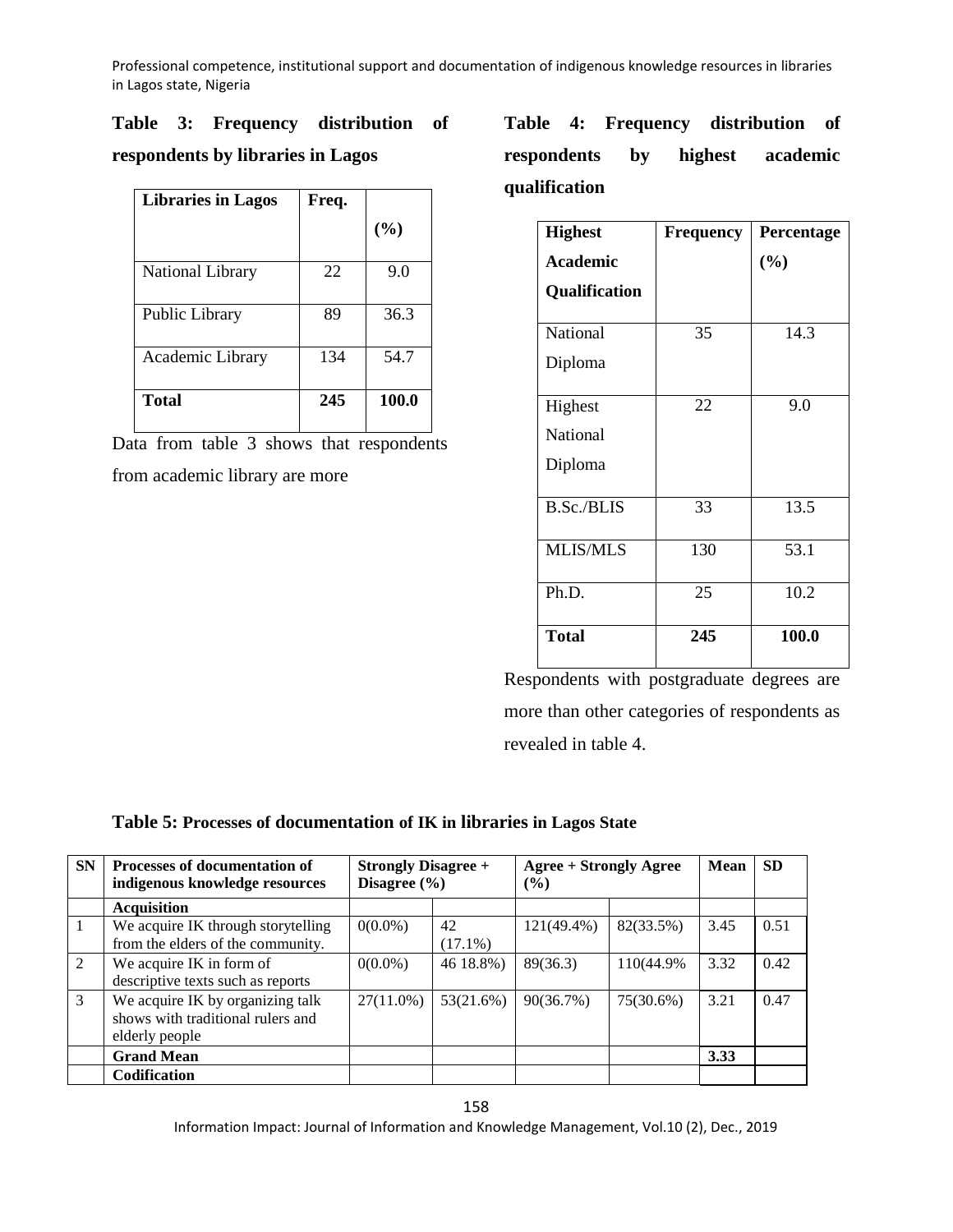**Table 3: Frequency distribution of respondents by libraries in Lagos**

| Libraries in Lagos | Freq. | (%) |
|---|---|---|
| National Library | 22 | 9.0 |
| Public Library | 89 | 36.3 |
| Academic Library | 134 | 54.7 |
| **Total** | **245** | **100.0** |

Data from table 3 shows that respondents from academic library are more

**Table 4: Frequency distribution of respondents by highest academic qualification**

| Highest Academic Qualification | Frequency | Percentage (%) |
|---|---|---|
| National Diploma | 35 | 14.3 |
| Highest National Diploma | 22 | 9.0 |
| B.Sc./BLIS | 33 | 13.5 |
| MLIS/MLS | 130 | 53.1 |
| Ph.D. | 25 | 10.2 |
| **Total** | **245** | **100.0** |

Respondents with postgraduate degrees are more than other categories of respondents as revealed in table 4.

**Table 5: Processes of documentation of IK in libraries in Lagos State**

| SN | Processes of documentation of indigenous knowledge resources | Strongly Disagree + Disagree (%) | | Agree + Strongly Agree (%) | | Mean | SD |
|---|---|---|---|---|---|---|---|
| | **Acquisition** | | | | | | |
| 1 | We acquire IK through storytelling from the elders of the community. | 0(0.0%) | 42 (17.1%) | 121(49.4%) | 82(33.5%) | 3.45 | 0.51 |
| 2 | We acquire IK in form of descriptive texts such as reports | 0(0.0%) | 46 18.8%) | 89(36.3) | 110(44.9% | 3.32 | 0.42 |
| 3 | We acquire IK by organizing talk shows with traditional rulers and elderly people | 27(11.0%) | 53(21.6%) | 90(36.7%) | 75(30.6%) | 3.21 | 0.47 |
| | **Grand Mean** | | | | | **3.33** | |
| | **Codification** | | | | | | |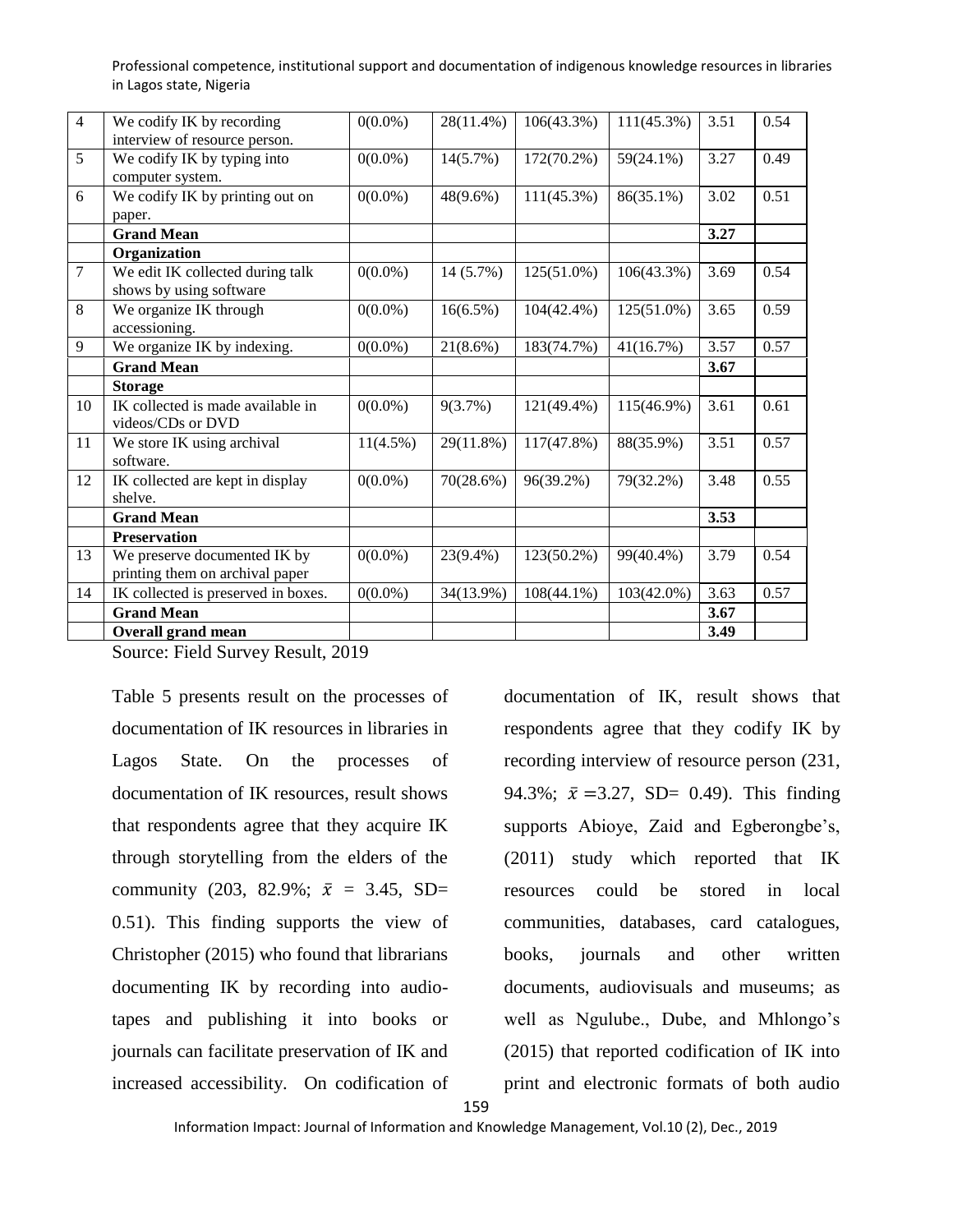| 4 | We codify IK by recording interview of resource person. | 0(0.0%) | 28(11.4%) | 106(43.3%) | 111(45.3%) | 3.51 | 0.54 |
|---|---|---|---|---|---|---|---|
| 5 | We codify IK by typing into computer system. | 0(0.0%) | 14(5.7%) | 172(70.2%) | 59(24.1%) | 3.27 | 0.49 |
| 6 | We codify IK by printing out on paper. | 0(0.0%) | 48(9.6%) | 111(45.3%) | 86(35.1%) | 3.02 | 0.51 |
| | **Grand Mean** | | | | | **3.27** | |
| | **Organization** | | | | | | |
| 7 | We edit IK collected during talk shows by using software | 0(0.0%) | 14 (5.7%) | 125(51.0%) | 106(43.3%) | 3.69 | 0.54 |
| 8 | We organize IK through accessioning. | 0(0.0%) | 16(6.5%) | 104(42.4%) | 125(51.0%) | 3.65 | 0.59 |
| 9 | We organize IK by indexing. | 0(0.0%) | 21(8.6%) | 183(74.7%) | 41(16.7%) | 3.57 | 0.57 |
| | **Grand Mean** | | | | | **3.67** | |
| | **Storage** | | | | | | |
| 10 | IK collected is made available in videos/CDs or DVD | 0(0.0%) | 9(3.7%) | 121(49.4%) | 115(46.9%) | 3.61 | 0.61 |
| 11 | We store IK using archival software. | 11(4.5%) | 29(11.8%) | 117(47.8%) | 88(35.9%) | 3.51 | 0.57 |
| 12 | IK collected are kept in display shelve. | 0(0.0%) | 70(28.6%) | 96(39.2%) | 79(32.2%) | 3.48 | 0.55 |
| | **Grand Mean** | | | | | **3.53** | |
| | **Preservation** | | | | | | |
| 13 | We preserve documented IK by printing them on archival paper | 0(0.0%) | 23(9.4%) | 123(50.2%) | 99(40.4%) | 3.79 | 0.54 |
| 14 | IK collected is preserved in boxes. | 0(0.0%) | 34(13.9%) | 108(44.1%) | 103(42.0%) | 3.63 | 0.57 |
| | **Grand Mean** | | | | | **3.67** | |
| | **Overall grand mean** | | | | | **3.49** | |

Source: Field Survey Result, 2019

Table 5 presents result on the processes of documentation of IK resources in libraries in Lagos State. On the processes of documentation of IK resources, result shows that respondents agree that they acquire IK through storytelling from the elders of the community (203, 82.9%; $\bar{x}$ = 3.45, SD= 0.51). This finding supports the view of Christopher (2015) who found that librarians documenting IK by recording into audio-tapes and publishing it into books or journals can facilitate preservation of IK and increased accessibility. On codification of documentation of IK, result shows that respondents agree that they codify IK by recording interview of resource person (231, 94.3%; $\bar{x}$ =3.27, SD= 0.49). This finding supports Abioye, Zaid and Egberongbe's, (2011) study which reported that IK resources could be stored in local communities, databases, card catalogues, books, journals and other written documents, audiovisuals and museums; as well as Ngulube., Dube, and Mhlongo's (2015) that reported codification of IK into print and electronic formats of both audio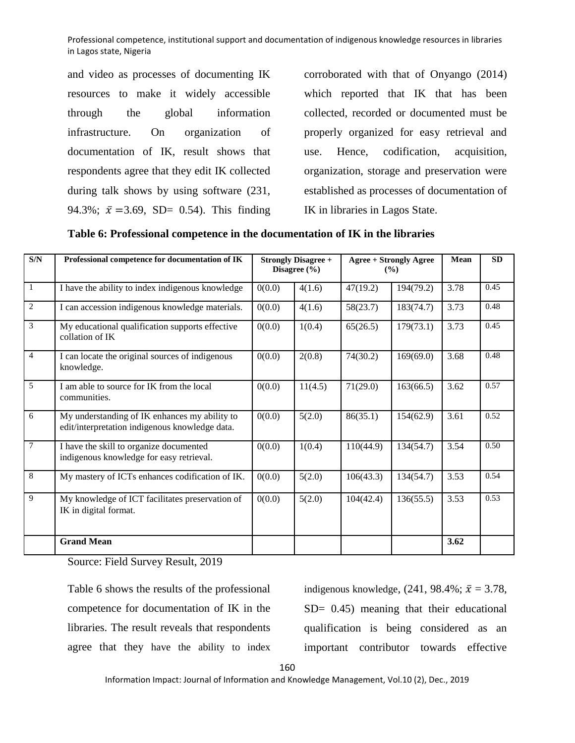and video as processes of documenting IK resources to make it widely accessible through the global information infrastructure. On organization of documentation of IK, result shows that respondents agree that they edit IK collected during talk shows by using software (231, 94.3%; $\bar{x}$ =3.69, SD= 0.54). This finding corroborated with that of Onyango (2014) which reported that IK that has been collected, recorded or documented must be properly organized for easy retrieval and use. Hence, codification, acquisition, organization, storage and preservation were established as processes of documentation of IK in libraries in Lagos State.

**Table 6: Professional competence in the documentation of IK in the libraries**

| S/N | Professional competence for documentation of IK | Strongly Disagree + Disagree (%) | | Agree + Strongly Agree (%) | | Mean | SD |
|---|---|---|---|---|---|---|---|
| 1 | I have the ability to index indigenous knowledge | 0(0.0) | 4(1.6) | 47(19.2) | 194(79.2) | 3.78 | 0.45 |
| 2 | I can accession indigenous knowledge materials. | 0(0.0) | 4(1.6) | 58(23.7) | 183(74.7) | 3.73 | 0.48 |
| 3 | My educational qualification supports effective collation of IK | 0(0.0) | 1(0.4) | 65(26.5) | 179(73.1) | 3.73 | 0.45 |
| 4 | I can locate the original sources of indigenous knowledge. | 0(0.0) | 2(0.8) | 74(30.2) | 169(69.0) | 3.68 | 0.48 |
| 5 | I am able to source for IK from the local communities. | 0(0.0) | 11(4.5) | 71(29.0) | 163(66.5) | 3.62 | 0.57 |
| 6 | My understanding of IK enhances my ability to edit/interpretation indigenous knowledge data. | 0(0.0) | 5(2.0) | 86(35.1) | 154(62.9) | 3.61 | 0.52 |
| 7 | I have the skill to organize documented indigenous knowledge for easy retrieval. | 0(0.0) | 1(0.4) | 110(44.9) | 134(54.7) | 3.54 | 0.50 |
| 8 | My mastery of ICTs enhances codification of IK. | 0(0.0) | 5(2.0) | 106(43.3) | 134(54.7) | 3.53 | 0.54 |
| 9 | My knowledge of ICT facilitates preservation of IK in digital format. | 0(0.0) | 5(2.0) | 104(42.4) | 136(55.5) | 3.53 | 0.53 |
| | **Grand Mean** | | | | | **3.62** | |

Source: Field Survey Result, 2019

Table 6 shows the results of the professional competence for documentation of IK in the libraries. The result reveals that respondents agree that they have the ability to index indigenous knowledge, (241, 98.4%; $\bar{x}$ = 3.78, SD= 0.45) meaning that their educational qualification is being considered as an important contributor towards effective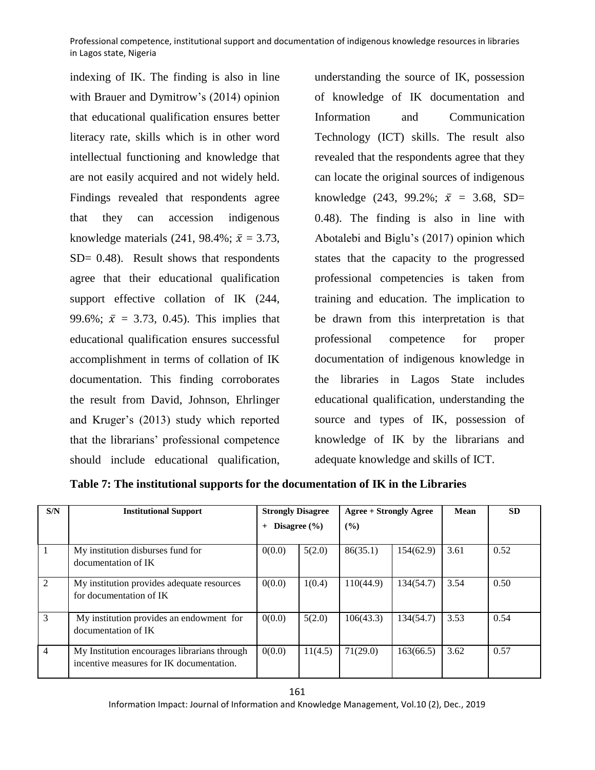indexing of IK. The finding is also in line with Brauer and Dymitrow's (2014) opinion that educational qualification ensures better literacy rate, skills which is in other word intellectual functioning and knowledge that are not easily acquired and not widely held. Findings revealed that respondents agree that they can accession indigenous knowledge materials (241, 98.4%; $\bar{x}$ = 3.73, SD= 0.48). Result shows that respondents agree that their educational qualification support effective collation of IK (244, 99.6%; $\bar{x}$ = 3.73, 0.45). This implies that educational qualification ensures successful accomplishment in terms of collation of IK documentation. This finding corroborates the result from David, Johnson, Ehrlinger and Kruger's (2013) study which reported that the librarians' professional competence should include educational qualification, understanding the source of IK, possession of knowledge of IK documentation and Information and Communication Technology (ICT) skills. The result also revealed that the respondents agree that they can locate the original sources of indigenous knowledge (243, 99.2%; $\bar{x}$ = 3.68, SD= 0.48). The finding is also in line with Abotalebi and Biglu's (2017) opinion which states that the capacity to the progressed professional competencies is taken from training and education. The implication to be drawn from this interpretation is that professional competence for proper documentation of indigenous knowledge in the libraries in Lagos State includes educational qualification, understanding the source and types of IK, possession of knowledge of IK by the librarians and adequate knowledge and skills of ICT.

**Table 7: The institutional supports for the documentation of IK in the Libraries**

| S/N | Institutional Support | Strongly Disagree + Disagree (%) | | Agree + Strongly Agree (%) | | Mean | SD |
|---|---|---|---|---|---|---|---|
| 1 | My institution disburses fund for documentation of IK | 0(0.0) | 5(2.0) | 86(35.1) | 154(62.9) | 3.61 | 0.52 |
| 2 | My institution provides adequate resources for documentation of IK | 0(0.0) | 1(0.4) | 110(44.9) | 134(54.7) | 3.54 | 0.50 |
| 3 | My institution provides an endowment for documentation of IK | 0(0.0) | 5(2.0) | 106(43.3) | 134(54.7) | 3.53 | 0.54 |
| 4 | My Institution encourages librarians through incentive measures for IK documentation. | 0(0.0) | 11(4.5) | 71(29.0) | 163(66.5) | 3.62 | 0.57 |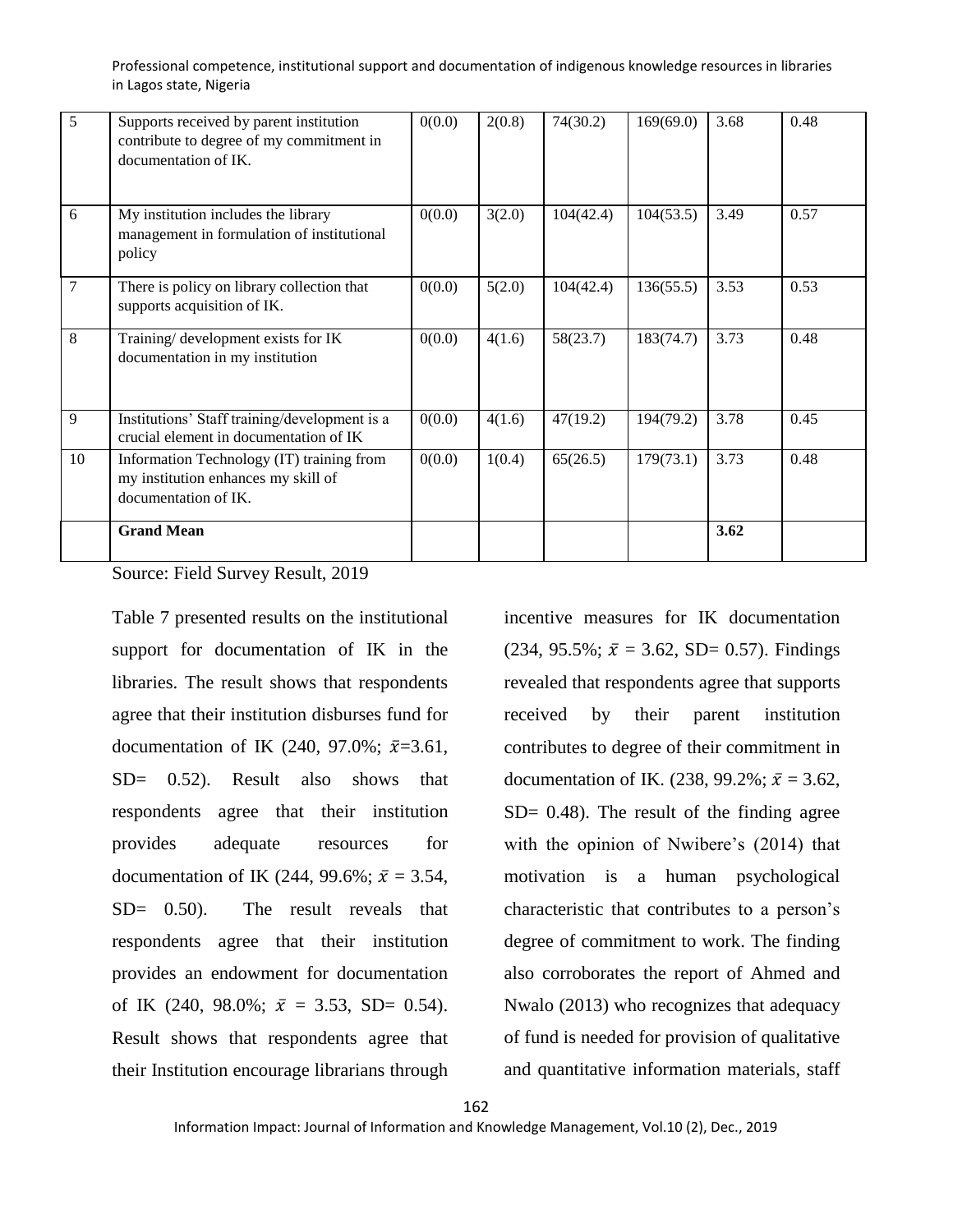| 5 | Supports received by parent institution contribute to degree of my commitment in documentation of IK. | 0(0.0) | 2(0.8) | 74(30.2) | 169(69.0) | 3.68 | 0.48 |
|---|---|---|---|---|---|---|---|
| 6 | My institution includes the library management in formulation of institutional policy | 0(0.0) | 3(2.0) | 104(42.4) | 104(53.5) | 3.49 | 0.57 |
| 7 | There is policy on library collection that supports acquisition of IK. | 0(0.0) | 5(2.0) | 104(42.4) | 136(55.5) | 3.53 | 0.53 |
| 8 | Training/ development exists for IK documentation in my institution | 0(0.0) | 4(1.6) | 58(23.7) | 183(74.7) | 3.73 | 0.48 |
| 9 | Institutions' Staff training/development is a crucial element in documentation of IK | 0(0.0) | 4(1.6) | 47(19.2) | 194(79.2) | 3.78 | 0.45 |
| 10 | Information Technology (IT) training from my institution enhances my skill of documentation of IK. | 0(0.0) | 1(0.4) | 65(26.5) | 179(73.1) | 3.73 | 0.48 |
| | **Grand Mean** | | | | | **3.62** | |

Source: Field Survey Result, 2019

Table 7 presented results on the institutional support for documentation of IK in the libraries. The result shows that respondents agree that their institution disburses fund for documentation of IK (240, 97.0%; $\bar{x}$=3.61, SD= 0.52). Result also shows that respondents agree that their institution provides adequate resources for documentation of IK (244, 99.6%; $\bar{x}$ = 3.54, SD= 0.50). The result reveals that respondents agree that their institution provides an endowment for documentation of IK (240, 98.0%; $\bar{x}$ = 3.53, SD= 0.54). Result shows that respondents agree that their Institution encourage librarians through incentive measures for IK documentation (234, 95.5%; $\bar{x}$ = 3.62, SD= 0.57). Findings revealed that respondents agree that supports received by their parent institution contributes to degree of their commitment in documentation of IK. (238, 99.2%; $\bar{x}$ = 3.62, SD= 0.48). The result of the finding agree with the opinion of Nwibere's (2014) that motivation is a human psychological characteristic that contributes to a person's degree of commitment to work. The finding also corroborates the report of Ahmed and Nwalo (2013) who recognizes that adequacy of fund is needed for provision of qualitative and quantitative information materials, staff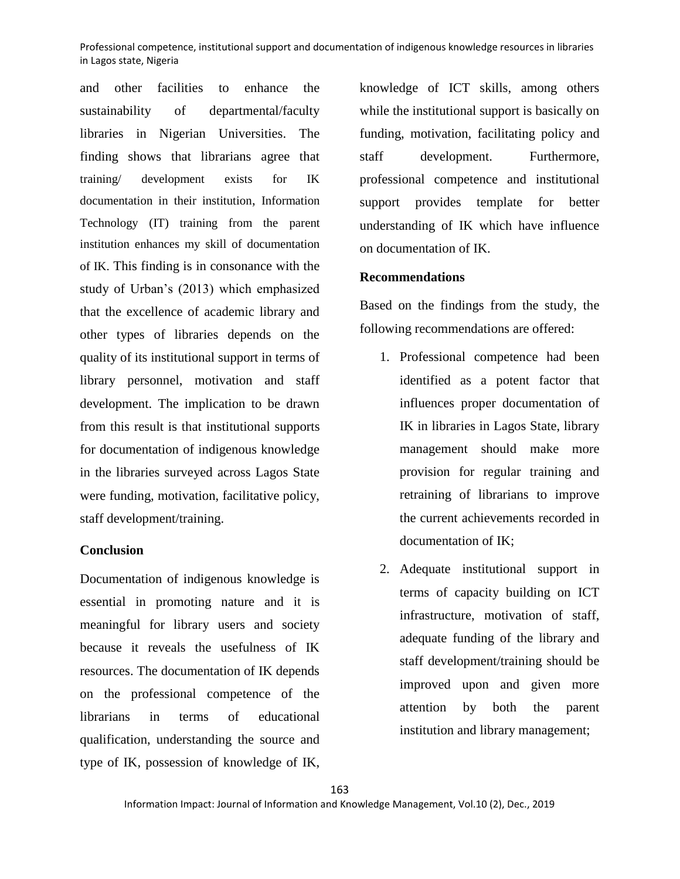and other facilities to enhance the sustainability of departmental/faculty libraries in Nigerian Universities. The finding shows that librarians agree that training/ development exists for IK documentation in their institution, Information Technology (IT) training from the parent institution enhances my skill of documentation of IK. This finding is in consonance with the study of Urban's (2013) which emphasized that the excellence of academic library and other types of libraries depends on the quality of its institutional support in terms of library personnel, motivation and staff development. The implication to be drawn from this result is that institutional supports for documentation of indigenous knowledge in the libraries surveyed across Lagos State were funding, motivation, facilitative policy, staff development/training.

## Conclusion

Documentation of indigenous knowledge is essential in promoting nature and it is meaningful for library users and society because it reveals the usefulness of IK resources. The documentation of IK depends on the professional competence of the librarians in terms of educational qualification, understanding the source and type of IK, possession of knowledge of IK, knowledge of ICT skills, among others while the institutional support is basically on funding, motivation, facilitating policy and staff development. Furthermore, professional competence and institutional support provides template for better understanding of IK which have influence on documentation of IK.

## Recommendations

Based on the findings from the study, the following recommendations are offered:

1. Professional competence had been identified as a potent factor that influences proper documentation of IK in libraries in Lagos State, library management should make more provision for regular training and retraining of librarians to improve the current achievements recorded in documentation of IK;
2. Adequate institutional support in terms of capacity building on ICT infrastructure, motivation of staff, adequate funding of the library and staff development/training should be improved upon and given more attention by both the parent institution and library management;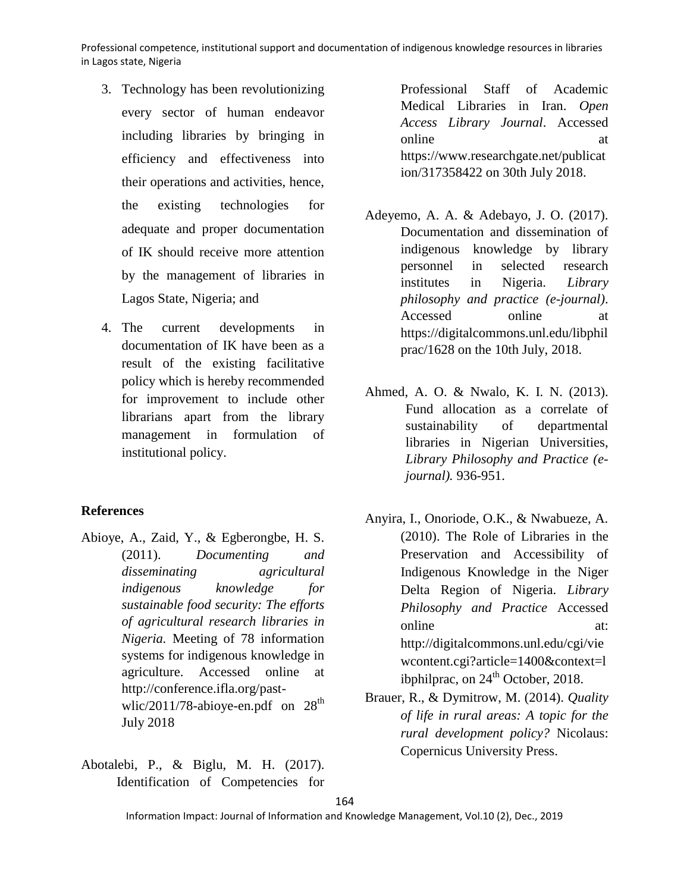3. Technology has been revolutionizing every sector of human endeavor including libraries by bringing in efficiency and effectiveness into their operations and activities, hence, the existing technologies for adequate and proper documentation of IK should receive more attention by the management of libraries in Lagos State, Nigeria; and

4. The current developments in documentation of IK have been as a result of the existing facilitative policy which is hereby recommended for improvement to include other librarians apart from the library management in formulation of institutional policy.

## References

Abioye, A., Zaid, Y., & Egberongbe, H. S. (2011). *Documenting and disseminating agricultural indigenous knowledge for sustainable food security: The efforts of agricultural research libraries in Nigeria.* Meeting of 78 information systems for indigenous knowledge in agriculture. Accessed online at http://conference.ifla.org/past-wlic/2011/78-abioye-en.pdf on 28th July 2018

Abotalebi, P., & Biglu, M. H. (2017). Identification of Competencies for Professional Staff of Academic Medical Libraries in Iran. *Open Access Library Journal*. Accessed online at https://www.researchgate.net/publication/317358422 on 30th July 2018.

Adeyemo, A. A. & Adebayo, J. O. (2017). Documentation and dissemination of indigenous knowledge by library personnel in selected research institutes in Nigeria. *Library philosophy and practice (e-journal)*. Accessed online at https://digitalcommons.unl.edu/libphilprac/1628 on the 10th July, 2018.

Ahmed, A. O. & Nwalo, K. I. N. (2013). Fund allocation as a correlate of sustainability of departmental libraries in Nigerian Universities, *Library Philosophy and Practice (e-journal).* 936-951.

Anyira, I., Onoriode, O.K., & Nwabueze, A. (2010). The Role of Libraries in the Preservation and Accessibility of Indigenous Knowledge in the Niger Delta Region of Nigeria. *Library Philosophy and Practice* Accessed online at: http://digitalcommons.unl.edu/cgi/viewcontent.cgi?article=1400&context=libphilprac, on 24th October, 2018.

Brauer, R., & Dymitrow, M. (2014). *Quality of life in rural areas: A topic for the rural development policy?* Nicolaus: Copernicus University Press.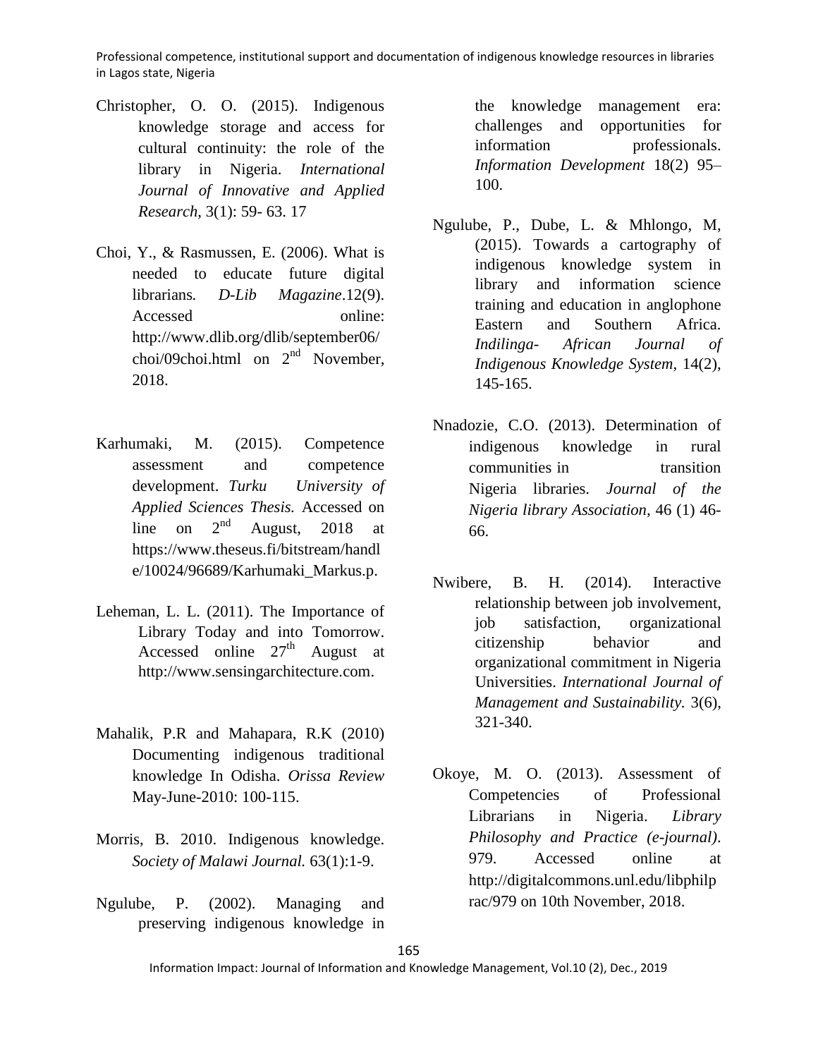Christopher, O. O. (2015). Indigenous knowledge storage and access for cultural continuity: the role of the library in Nigeria. *International Journal of Innovative and Applied Research*, 3(1): 59- 63. 17

Choi, Y., & Rasmussen, E. (2006). What is needed to educate future digital librarians. *D-Lib Magazine*.12(9). Accessed online: http://www.dlib.org/dlib/september06/choi/09choi.html on 2nd November, 2018.

Karhumaki, M. (2015). Competence assessment and competence development. *Turku University of Applied Sciences Thesis.* Accessed on line on 2nd August, 2018 at https://www.theseus.fi/bitstream/handle/10024/96689/Karhumaki_Markus.p.

Leheman, L. L. (2011). The Importance of Library Today and into Tomorrow. Accessed online 27th August at http://www.sensingarchitecture.com.

Mahalik, P.R and Mahapara, R.K (2010) Documenting indigenous traditional knowledge In Odisha. *Orissa Review* May-June-2010: 100-115.

Morris, B. 2010. Indigenous knowledge. *Society of Malawi Journal.* 63(1):1-9.

Ngulube, P. (2002). Managing and preserving indigenous knowledge in the knowledge management era: challenges and opportunities for information professionals. *Information Development* 18(2) 95–100.

Ngulube, P., Dube, L. & Mhlongo, M, (2015). Towards a cartography of indigenous knowledge system in library and information science training and education in anglophone Eastern and Southern Africa. *Indilinga- African Journal of Indigenous Knowledge System*, 14(2), 145-165.

Nnadozie, C.O. (2013). Determination of indigenous knowledge in rural communities in transition Nigeria libraries. *Journal of the Nigeria library Association*, 46 (1) 46-66.

Nwibere, B. H. (2014). Interactive relationship between job involvement, job satisfaction, organizational citizenship behavior and organizational commitment in Nigeria Universities. *International Journal of Management and Sustainability.* 3(6), 321-340.

Okoye, M. O. (2013). Assessment of Competencies of Professional Librarians in Nigeria. *Library Philosophy and Practice (e-journal)*. 979. Accessed online at http://digitalcommons.unl.edu/libphilprac/979 on 10th November, 2018.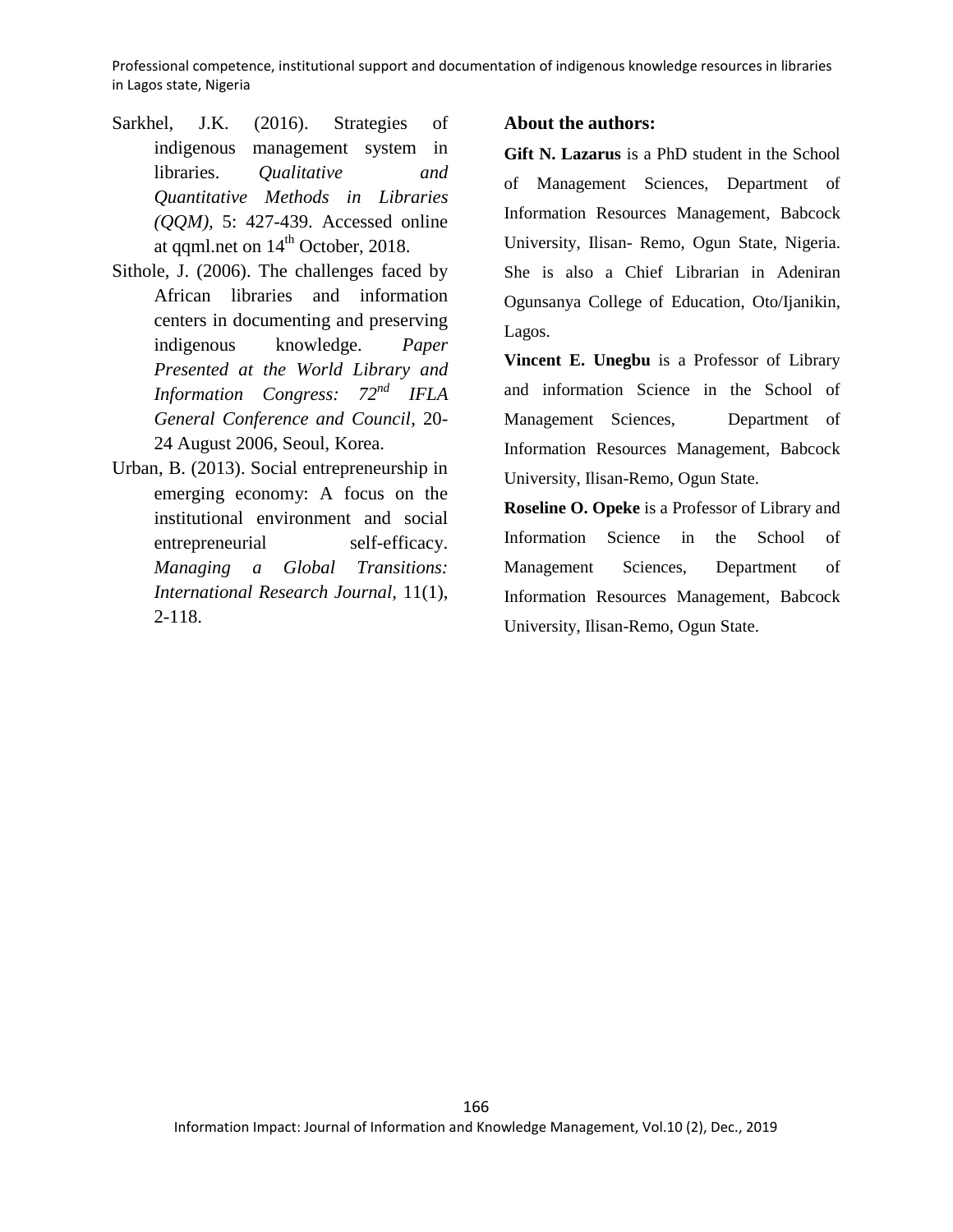Sarkhel, J.K. (2016). Strategies of indigenous management system in libraries. *Qualitative and Quantitative Methods in Libraries (QQM)*, 5: 427-439. Accessed online at qqml.net on 14th October, 2018.

Sithole, J. (2006). The challenges faced by African libraries and information centers in documenting and preserving indigenous knowledge. *Paper Presented at the World Library and Information Congress: 72nd IFLA General Conference and Council*, 20-24 August 2006, Seoul, Korea.

Urban, B. (2013). Social entrepreneurship in emerging economy: A focus on the institutional environment and social entrepreneurial self-efficacy. *Managing a Global Transitions: International Research Journal*, 11(1), 2-118.

**About the authors:**

**Gift N. Lazarus** is a PhD student in the School of Management Sciences, Department of Information Resources Management, Babcock University, Ilisan- Remo, Ogun State, Nigeria. She is also a Chief Librarian in Adeniran Ogunsanya College of Education, Oto/Ijanikin, Lagos.

**Vincent E. Unegbu** is a Professor of Library and information Science in the School of Management Sciences, Department of Information Resources Management, Babcock University, Ilisan-Remo, Ogun State.

**Roseline O. Opeke** is a Professor of Library and Information Science in the School of Management Sciences, Department of Information Resources Management, Babcock University, Ilisan-Remo, Ogun State.